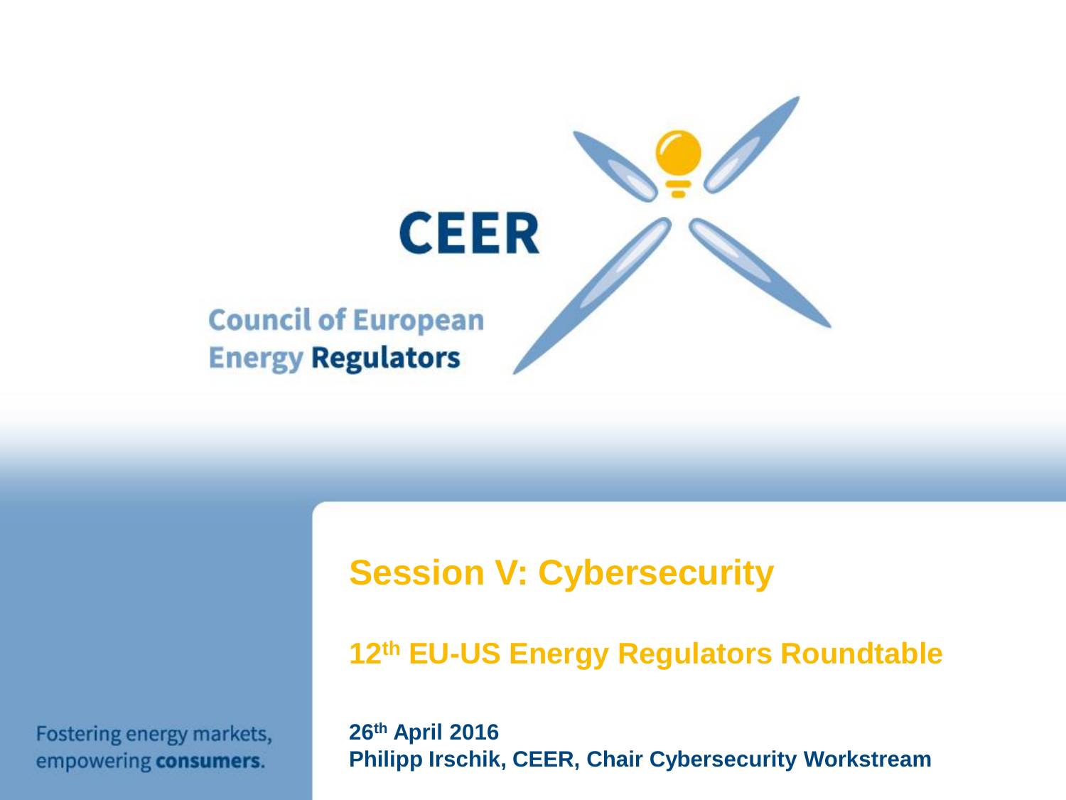# CEER

Council of European Energy Regulators

## Session V: Cybersecurity

### 12th EU-US Energy Regulators Roundtable

**26th April 2016**
**Philipp Irschik, CEER, Chair Cybersecurity Workstream**

Fostering energy markets, empowering **consumers**.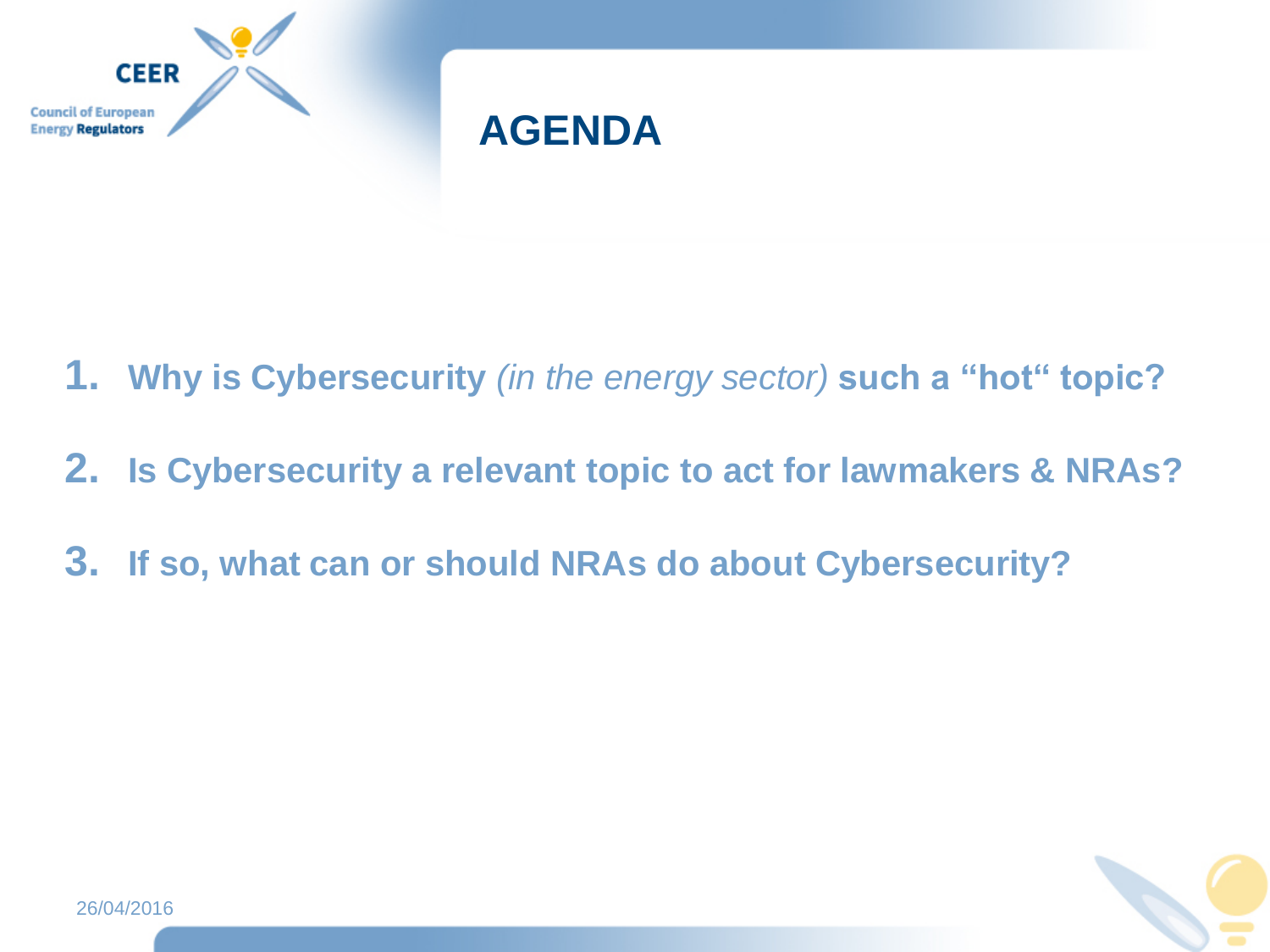# AGENDA

1. **Why is Cybersecurity** *(in the energy sector)* **such a "hot" topic?**
2. **Is Cybersecurity a relevant topic to act for lawmakers & NRAs?**
3. **If so, what can or should NRAs do about Cybersecurity?**

26/04/2016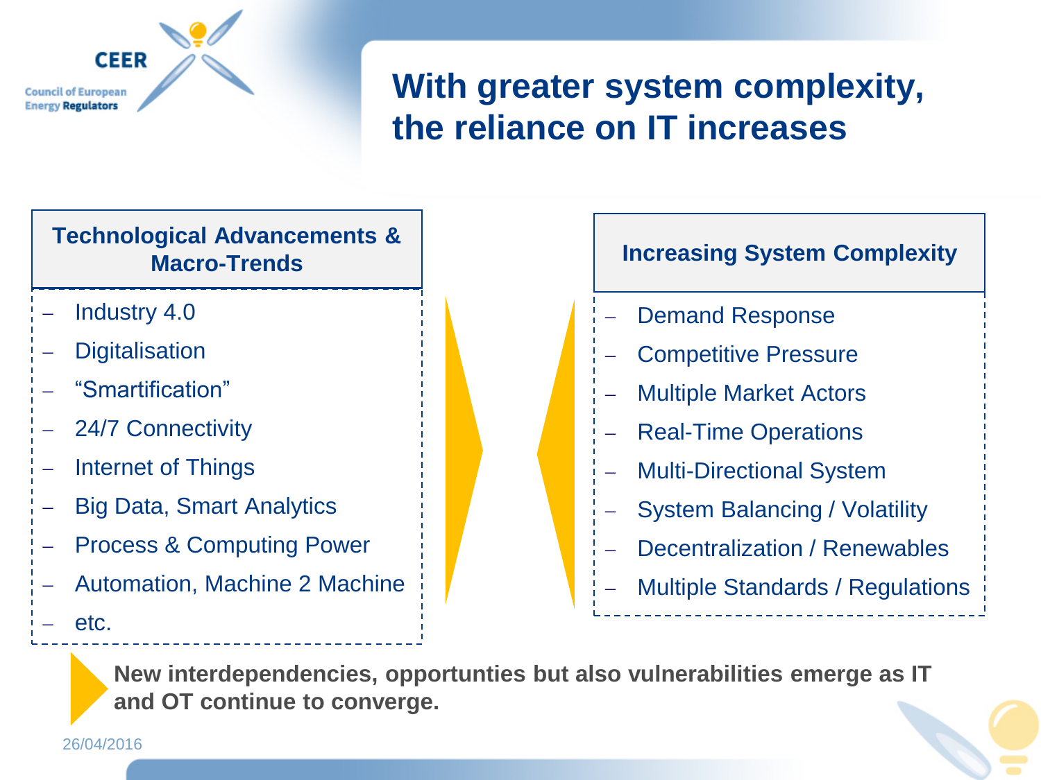# With greater system complexity, the reliance on IT increases

## Technological Advancements & Macro-Trends

- Industry 4.0
- Digitalisation
- “Smartification”
- 24/7 Connectivity
- Internet of Things
- Big Data, Smart Analytics
- Process & Computing Power
- Automation, Machine 2 Machine
- etc.

## Increasing System Complexity

- Demand Response
- Competitive Pressure
- Multiple Market Actors
- Real-Time Operations
- Multi-Directional System
- System Balancing / Volatility
- Decentralization / Renewables
- Multiple Standards / Regulations

**New interdependencies, opportunties but also vulnerabilities emerge as IT and OT continue to converge.**

26/04/2016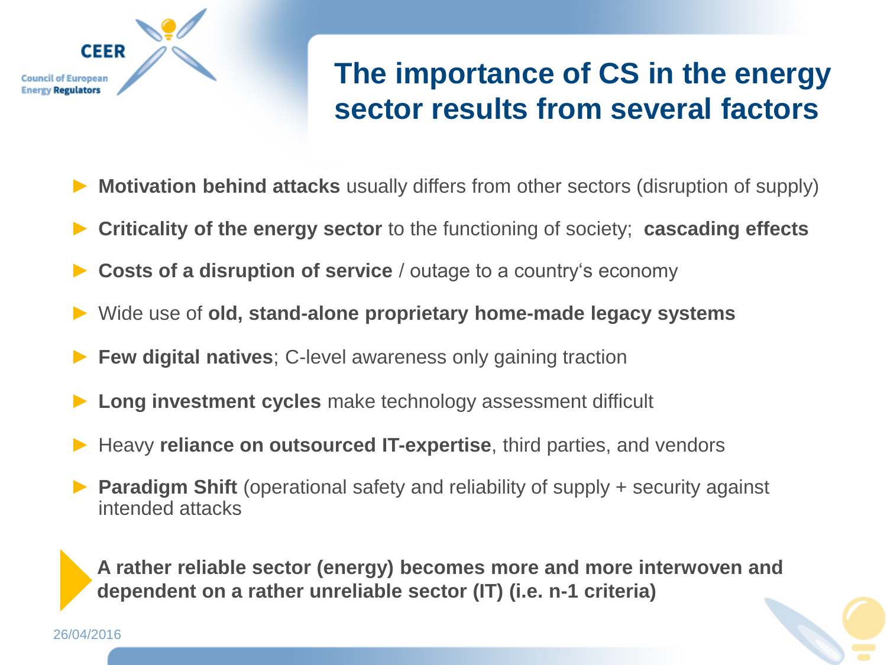# The importance of CS in the energy sector results from several factors

- **Motivation behind attacks** usually differs from other sectors (disruption of supply)
- **Criticality of the energy sector** to the functioning of society; **cascading effects**
- **Costs of a disruption of service** / outage to a country‘s economy
- Wide use of **old, stand-alone proprietary home-made legacy systems**
- **Few digital natives**; C-level awareness only gaining traction
- **Long investment cycles** make technology assessment difficult
- Heavy **reliance on outsourced IT-expertise**, third parties, and vendors
- **Paradigm Shift** (operational safety and reliability of supply + security against intended attacks

**A rather reliable sector (energy) becomes more and more interwoven and dependent on a rather unreliable sector (IT) (i.e. n-1 criteria)**

26/04/2016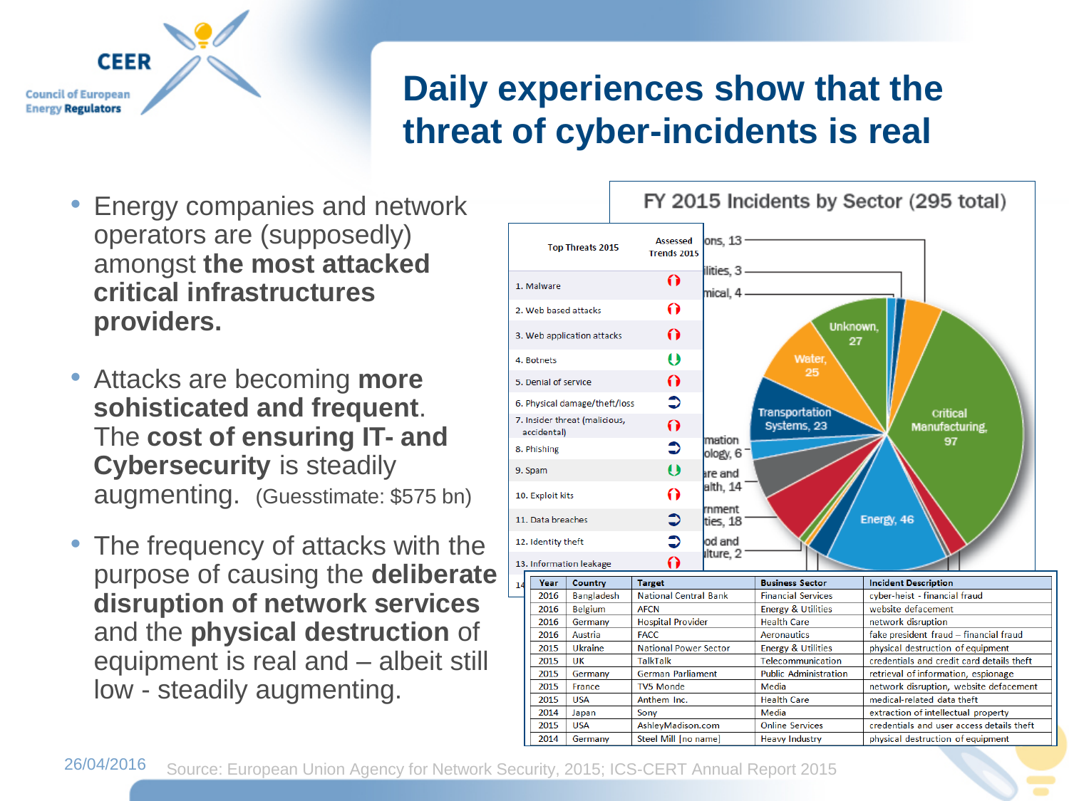# Daily experiences show that the threat of cyber-incidents is real

- Energy companies and network operators are (supposedly) amongst **the most attacked critical infrastructures providers.**
- Attacks are becoming **more sohisticated and frequent**. The **cost of ensuring IT- and Cybersecurity** is steadily augmenting. (Guesstimate: $575 bn)
- The frequency of attacks with the purpose of causing the **deliberate disruption of network services** and the **physical destruction** of equipment is real and – albeit still low - steadily augmenting.

FY 2015 Incidents by Sector (295 total)

| Top Threats 2015 | Assessed Trends 2015 |
|---|---|
| 1. Malware | ↑ |
| 2. Web based attacks | ↑ |
| 3. Web application attacks | ↑ |
| 4. Botnets | ↓ |
| 5. Denial of service | ↑ |
| 6. Physical damage/theft/loss | ⟳ |
| 7. Insider threat (malicious, accidental) | ↑ |
| 8. Phishing | ⟳ |
| 9. Spam | ↓ |
| 10. Exploit kits | ↑ |
| 11. Data breaches | ⟳ |
| 12. Identity theft | ⟳ |
| 13. Information leakage | ↑ |

| Year | Country | Target | Business Sector | Incident Description |
|---|---|---|---|---|
| 2016 | Bangladesh | National Central Bank | Financial Services | cyber-heist - financial fraud |
| 2016 | Belgium | AFCN | Energy & Utilities | website defacement |
| 2016 | Germany | Hospital Provider | Health Care | network disruption |
| 2016 | Austria | FACC | Aeronautics | fake president fraud – financial fraud |
| 2015 | Ukraine | National Power Sector | Energy & Utilities | physical destruction of equipment |
| 2015 | UK | TalkTalk | Telecommunication | credentials and credit card details theft |
| 2015 | Germany | German Parliament | Public Administration | retrieval of information, espionage |
| 2015 | France | TV5 Monde | Media | network disruption, website defacement |
| 2015 | USA | Anthem Inc. | Health Care | medical-related data theft |
| 2014 | Japan | Sony | Media | extraction of intellectual property |
| 2015 | USA | AshleyMadison.com | Online Services | credentials and user access details theft |
| 2014 | Germany | Steel Mill [no name] | Heavy Industry | physical destruction of equipment |

26/04/2016 Source: European Union Agency for Network Security, 2015; ICS-CERT Annual Report 2015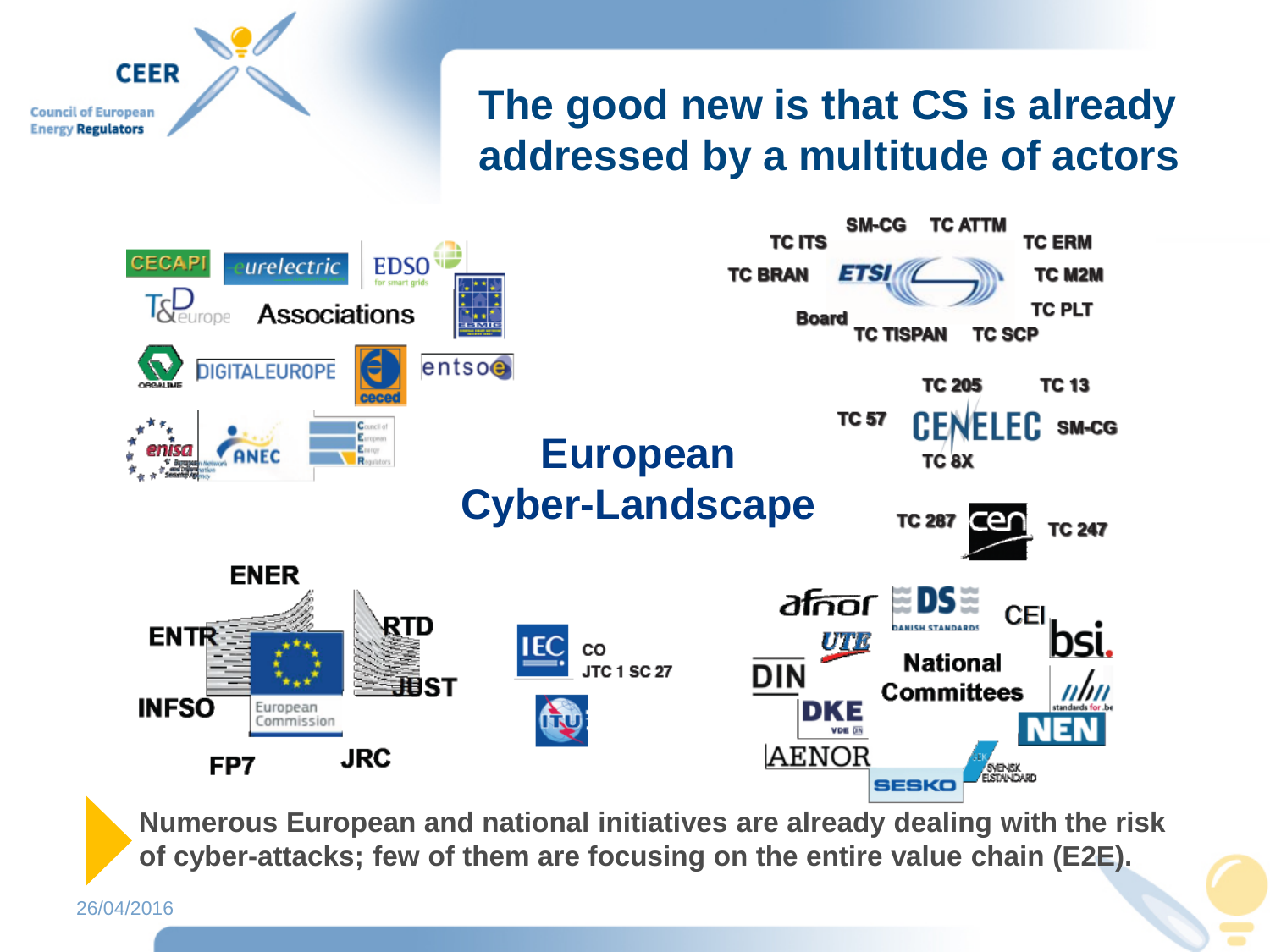# The good new is that CS is already addressed by a multitude of actors

CECAPI · eurelectric · EDSO for smart grids · T&D Europe · **Associations** · ESMIG · ORGALIME · DIGITALEUROPE · ceced · entsoe · enisa · ANEC · Council of European Energy Regulators

SM-CG · TC ATTM · TC ITS · TC ERM · TC BRAN · ETSI · TC M2M · TC PLT · Board · TC TISPAN · TC SCP

TC 205 · TC 13 · TC 57 · CENELEC · SM-CG · TC 8X

## European Cyber-Landscape

TC 287 · cen · TC 247

ENER · ENTR · RTD · JUST · INFSO · European Commission · FP7 · JRC

IEC · CO JTC 1 SC 27 · ITU

afnor · DS DANISH STANDARDS · CEI · UTE · bsi. · DIN · **National Committees** · DKE · standards for .be · NEN · AENOR · SESKO · SVENSK ESTANDARD

**Numerous European and national initiatives are already dealing with the risk of cyber-attacks; few of them are focusing on the entire value chain (E2E).**

26/04/2016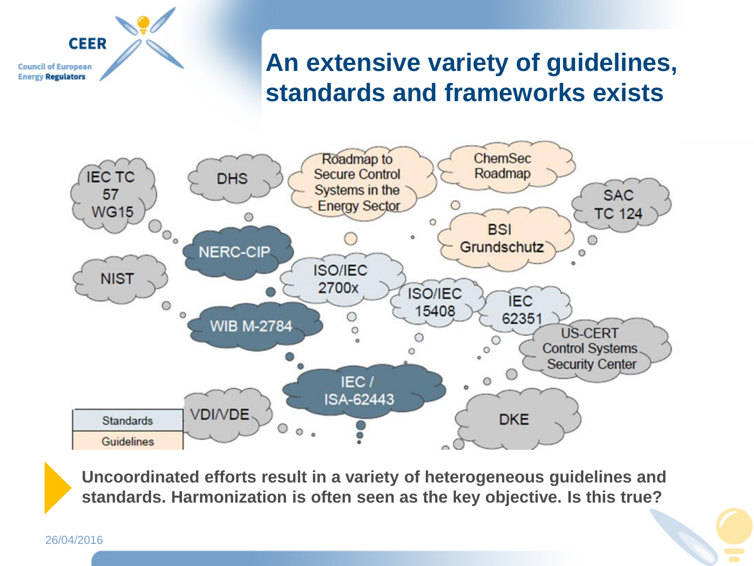# An extensive variety of guidelines, standards and frameworks exists

IEC TC 57 WG15

DHS

Roadmap to Secure Control Systems in the Energy Sector

ChemSec Roadmap

SAC TC 124

NERC-CIP

BSI Grundschutz

NIST

ISO/IEC 2700x

ISO/IEC 15408

IEC 62351

WIB M-2784

US-CERT Control Systems Security Center

IEC / ISA-62443

VDI/VDE

DKE

| Standards |
| --- |
| Guidelines |

**Uncoordinated efforts result in a variety of heterogeneous guidelines and standards. Harmonization is often seen as the key objective. Is this true?**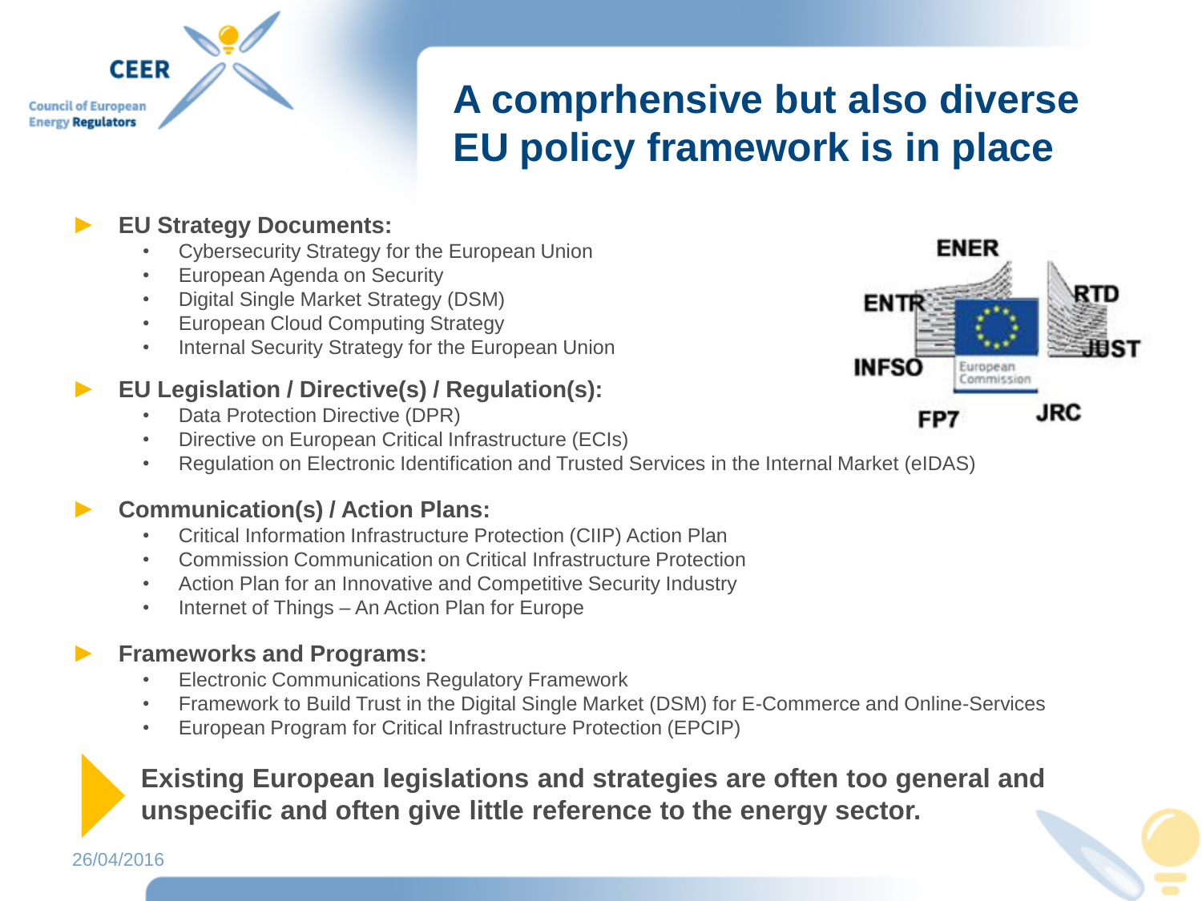# A comprhensive but also diverse EU policy framework is in place

- **EU Strategy Documents:**
  - Cybersecurity Strategy for the European Union
  - European Agenda on Security
  - Digital Single Market Strategy (DSM)
  - European Cloud Computing Strategy
  - Internal Security Strategy for the European Union
- **EU Legislation / Directive(s) / Regulation(s):**
  - Data Protection Directive (DPR)
  - Directive on European Critical Infrastructure (ECIs)
  - Regulation on Electronic Identification and Trusted Services in the Internal Market (eIDAS)
- **Communication(s) / Action Plans:**
  - Critical Information Infrastructure Protection (CIIP) Action Plan
  - Commission Communication on Critical Infrastructure Protection
  - Action Plan for an Innovative and Competitive Security Industry
  - Internet of Things – An Action Plan for Europe
- **Frameworks and Programs:**
  - Electronic Communications Regulatory Framework
  - Framework to Build Trust in the Digital Single Market (DSM) for E-Commerce and Online-Services
  - European Program for Critical Infrastructure Protection (EPCIP)

ENER, ENTR, RTD, JUST, INFSO, FP7, JRC — European Commission

**Existing European legislations and strategies are often too general and unspecific and often give little reference to the energy sector.**

26/04/2016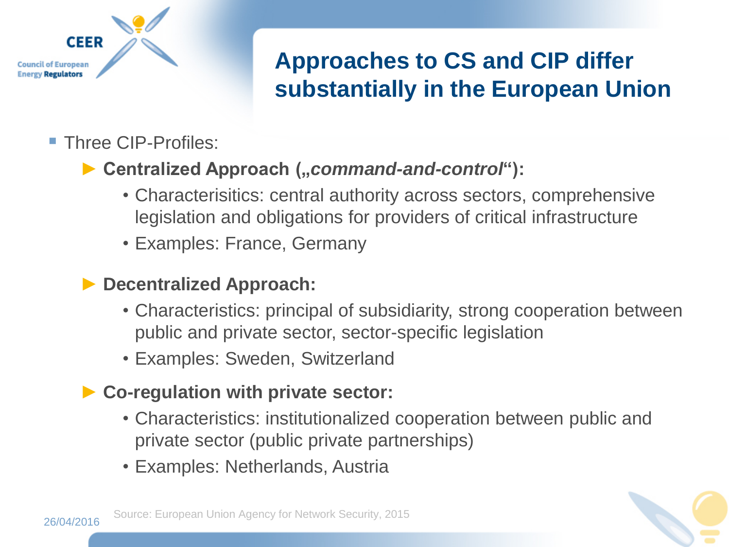# Approaches to CS and CIP differ substantially in the European Union

- Three CIP-Profiles:
  - **Centralized Approach („*command-and-control*“):**
    - Characterisitics: central authority across sectors, comprehensive legislation and obligations for providers of critical infrastructure
    - Examples: France, Germany
  - **Decentralized Approach:**
    - Characteristics: principal of subsidiarity, strong cooperation between public and private sector, sector-specific legislation
    - Examples: Sweden, Switzerland
  - **Co-regulation with private sector:**
    - Characteristics: institutionalized cooperation between public and private sector (public private partnerships)
    - Examples: Netherlands, Austria

Source: European Union Agency for Network Security, 2015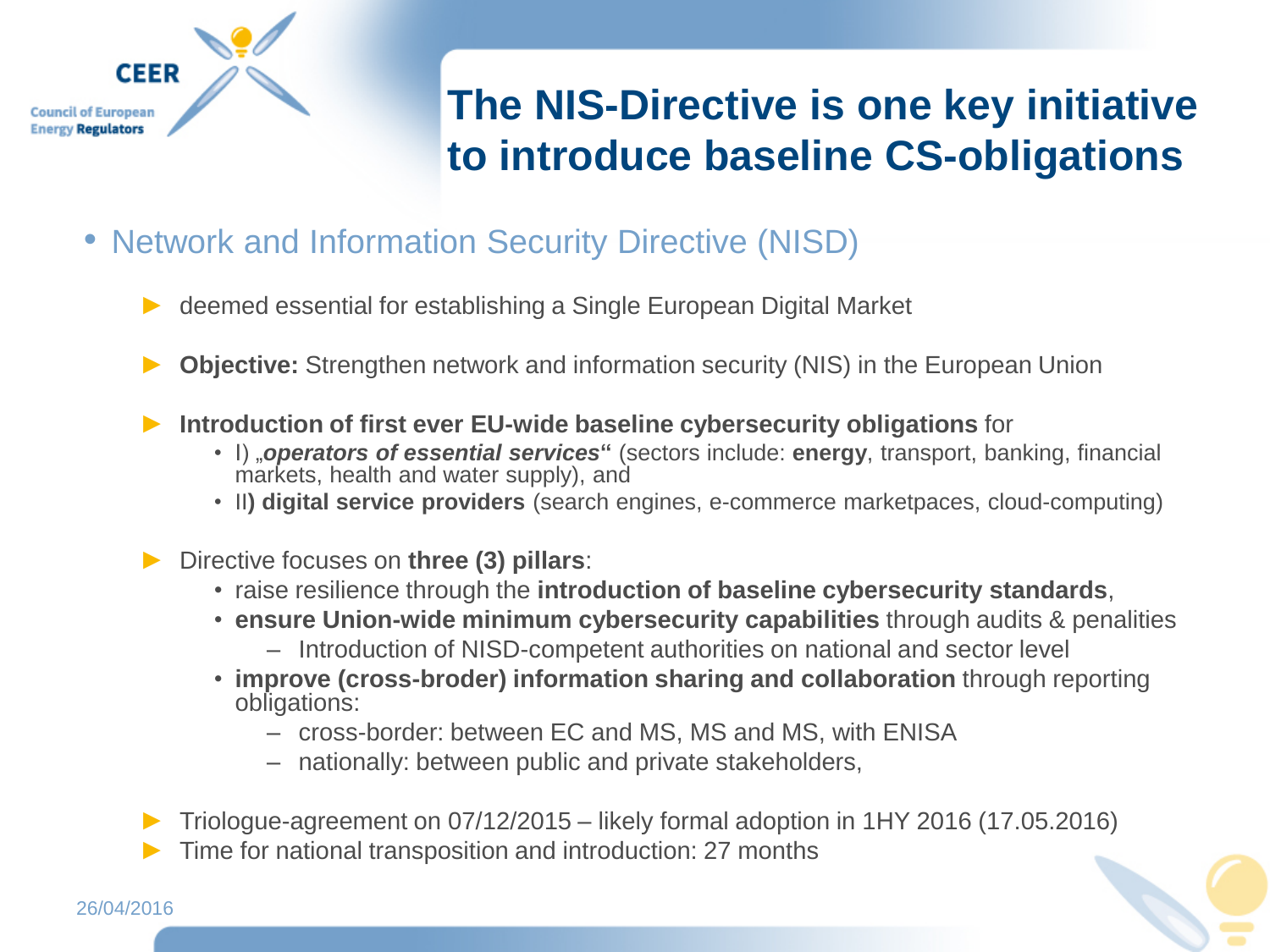# The NIS-Directive is one key initiative to introduce baseline CS-obligations

- Network and Information Security Directive (NISD)
  - deemed essential for establishing a Single European Digital Market
  - **Objective:** Strengthen network and information security (NIS) in the European Union
  - **Introduction of first ever EU-wide baseline cybersecurity obligations** for
    - I) „***operators of essential services***" (sectors include: **energy**, transport, banking, financial markets, health and water supply), and
    - II**) digital service providers** (search engines, e-commerce marketpaces, cloud-computing)
  - Directive focuses on **three (3) pillars**:
    - raise resilience through the **introduction of baseline cybersecurity standards**,
    - **ensure Union-wide minimum cybersecurity capabilities** through audits & penalities
      - Introduction of NISD-competent authorities on national and sector level
    - **improve (cross-broder) information sharing and collaboration** through reporting obligations:
      - cross-border: between EC and MS, MS and MS, with ENISA
      - nationally: between public and private stakeholders,
  - Triologue-agreement on 07/12/2015 – likely formal adoption in 1HY 2016 (17.05.2016)
  - Time for national transposition and introduction: 27 months

26/04/2016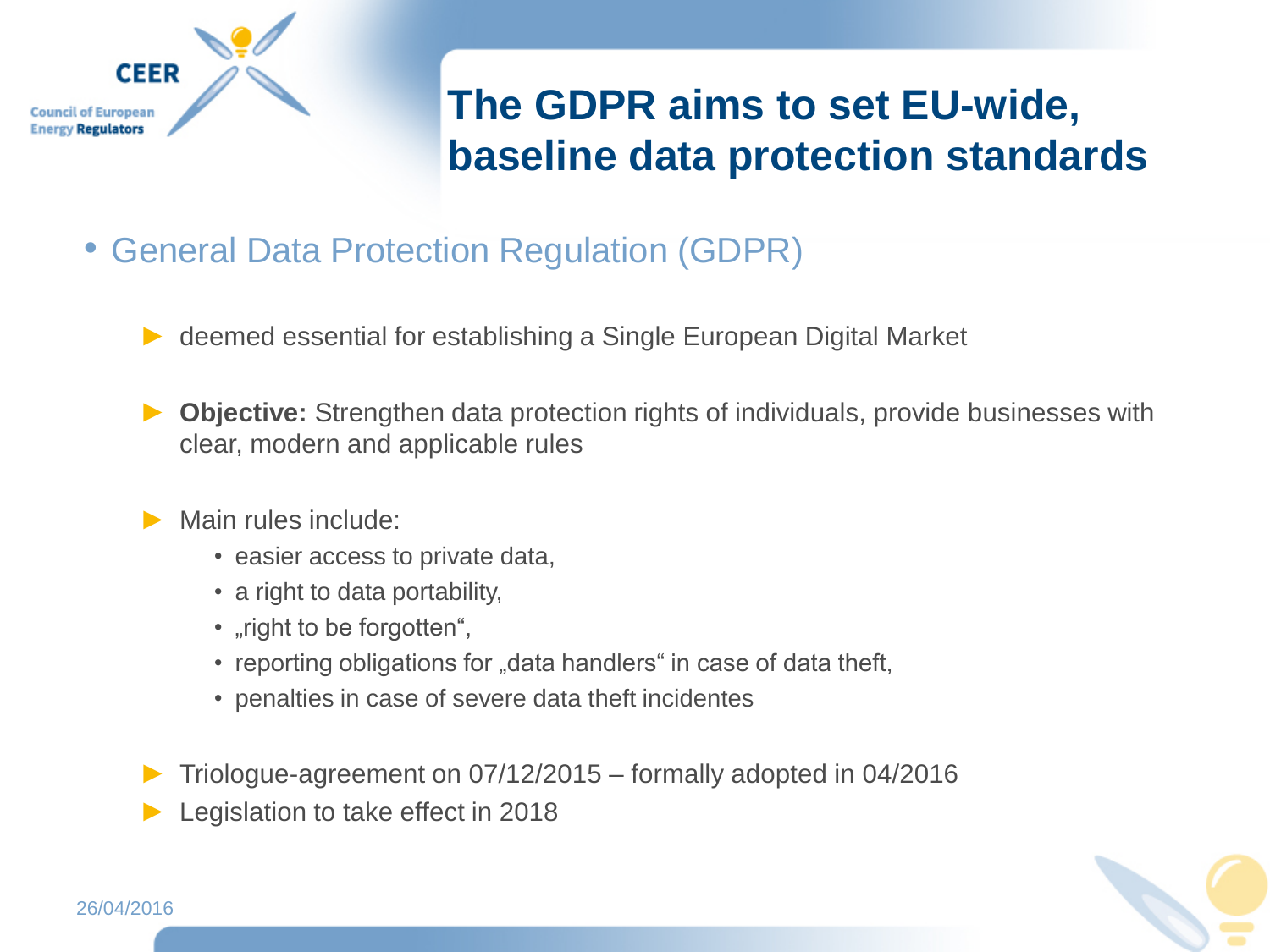# The GDPR aims to set EU-wide, baseline data protection standards

- General Data Protection Regulation (GDPR)

  - deemed essential for establishing a Single European Digital Market

  - **Objective:** Strengthen data protection rights of individuals, provide businesses with clear, modern and applicable rules

  - Main rules include:
    - easier access to private data,
    - a right to data portability,
    - „right to be forgotten“,
    - reporting obligations for „data handlers“ in case of data theft,
    - penalties in case of severe data theft incidentes

  - Triologue-agreement on 07/12/2015 – formally adopted in 04/2016
  - Legislation to take effect in 2018

26/04/2016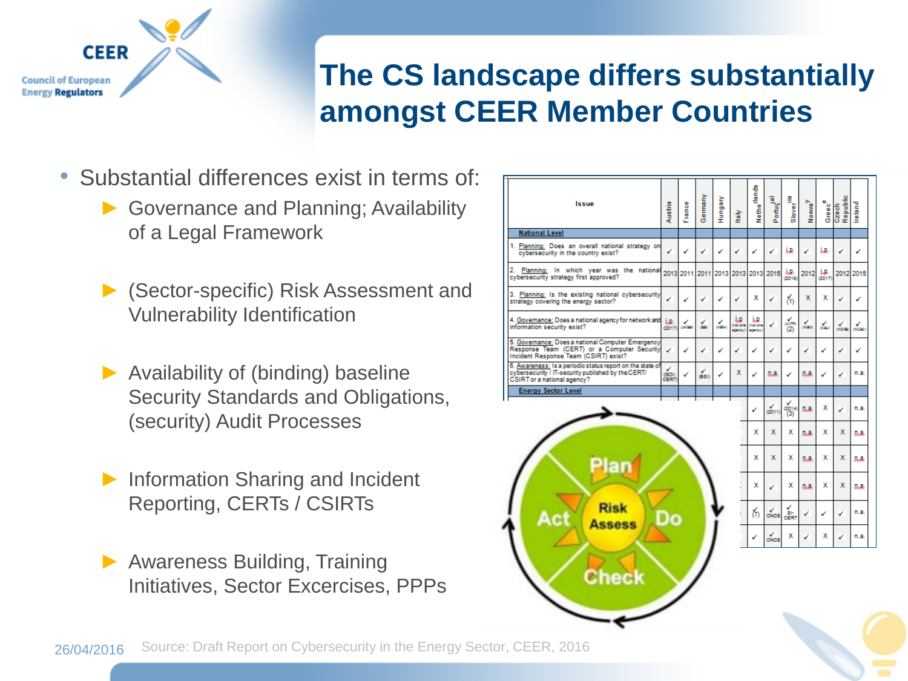# The CS landscape differs substantially amongst CEER Member Countries

- Substantial differences exist in terms of:
  - Governance and Planning; Availability of a Legal Framework
  - (Sector-specific) Risk Assessment and Vulnerability Identification
  - Availability of (binding) baseline Security Standards and Obligations, (security) Audit Processes
  - Information Sharing and Incident Reporting, CERTs / CSIRTs
  - Awareness Building, Training Initiatives, Sector Excercises, PPPs

| Issue | Austria | France | Germany | Hungary | Italy | Netherlands | Portugal | Slovenia | Norway | Greece | Czech Republic | Ireland |
|---|---|---|---|---|---|---|---|---|---|---|---|---|
| **National Level** | | | | | | | | | | | | |
| 1. Planning: Does an overall national strategy on cybersecurity in the country exist? | ✓ | ✓ | ✓ | ✓ | ✓ | ✓ | ✓ | i.p. | ✓ | i.p. | ✓ | ✓ |
| 2. Planning: In which year was the national cybersecurity strategy first approved? | 2013 | 2011 | 2011 | 2013 | 2013 | 2013 | 2015 | i.p. (2016) | 2012 | i.p. (2017) | 2012 | 2015 |
| 3. Planning: Is the existing national cybersecurity strategy covering the energy sector? | ✓ | ✓ | ✓ | ✓ | ✓ | X | ✓ | ✓ (1) | X | X | ✓ | ✓ |
| 4. Governance: Does a national agency for network and information security exist? | i.p. (2017) | ✓ (ANSSI) | ✓ (BSI) | ✓ (NBH) | i.p. (not one agency) | i.p. (not one agency) | ✓ | ✓ (UVTP) (2) | ✓ (NSM) | ✓ (CSU) | ✓ (NCKB) | ✓ (NCSC) |
| 5. Governance: Does a national Computer Emergency Response Team (CERT) or a Computer Security Incident Response Team (CSIRT) exist? | ✓ | ✓ | ✓ | ✓ | ✓ | ✓ | ✓ | ✓ | ✓ | ✓ | ✓ | ✓ |
| 6. Awareness: Is a periodic status report on the state of cybersecurity / IT-security published by the CERT/CSIRT or a national agency? | ✓ (GOV CERT) | ✓ | ✓ (BSI) | ✓ | X | ✓ | n.a. | ✓ | n.a. | ✓ | ✓ | n.a. |
| **Energy Sector Level** | | | | | | | | | | | | |
| | | | | | | ✓ | ✓ (2011) | ✓ (2014) (3) | n.a. | X | ✓ | n.a. |
| | | | | | | X | X | X | n.a. | X | X | n.a. |
| | | | | | | X | X | X | n.a. | X | X | n.a. |
| | | | | | | X | ✓ | X | n.a. | X | X | n.a. |
| | | | | | | ✓ (7) | ✓ CNCS | ✓ SI-CERT | ✓ | ✓ | ✓ | n.a. |
| | | | | | | ✓ | ✓ CNCS | X | ✓ | X | ✓ | n.a. |

Plan – Do – Check – Act – Risk Assess

26/04/2016 Source: Draft Report on Cybersecurity in the Energy Sector, CEER, 2016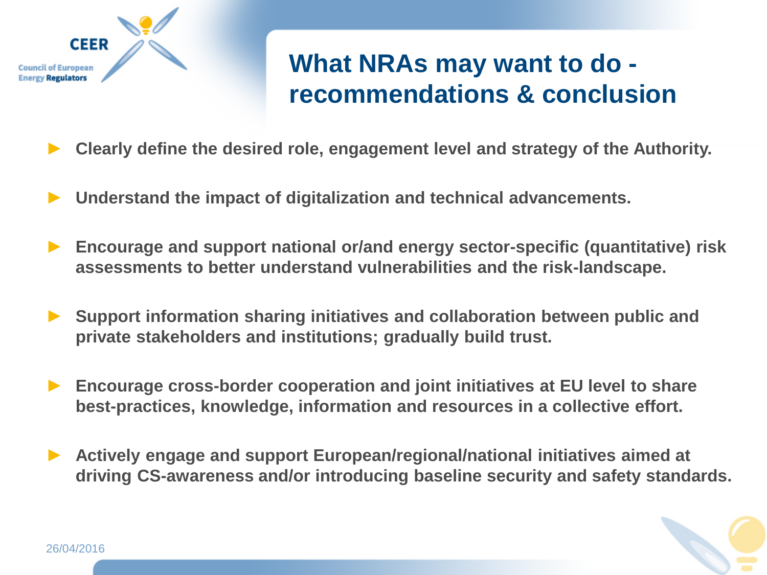# What NRAs may want to do - recommendations & conclusion

- **Clearly define the desired role, engagement level and strategy of the Authority.**
- **Understand the impact of digitalization and technical advancements.**
- **Encourage and support national or/and energy sector-specific (quantitative) risk assessments to better understand vulnerabilities and the risk-landscape.**
- **Support information sharing initiatives and collaboration between public and private stakeholders and institutions; gradually build trust.**
- **Encourage cross-border cooperation and joint initiatives at EU level to share best-practices, knowledge, information and resources in a collective effort.**
- **Actively engage and support European/regional/national initiatives aimed at driving CS-awareness and/or introducing baseline security and safety standards.**

26/04/2016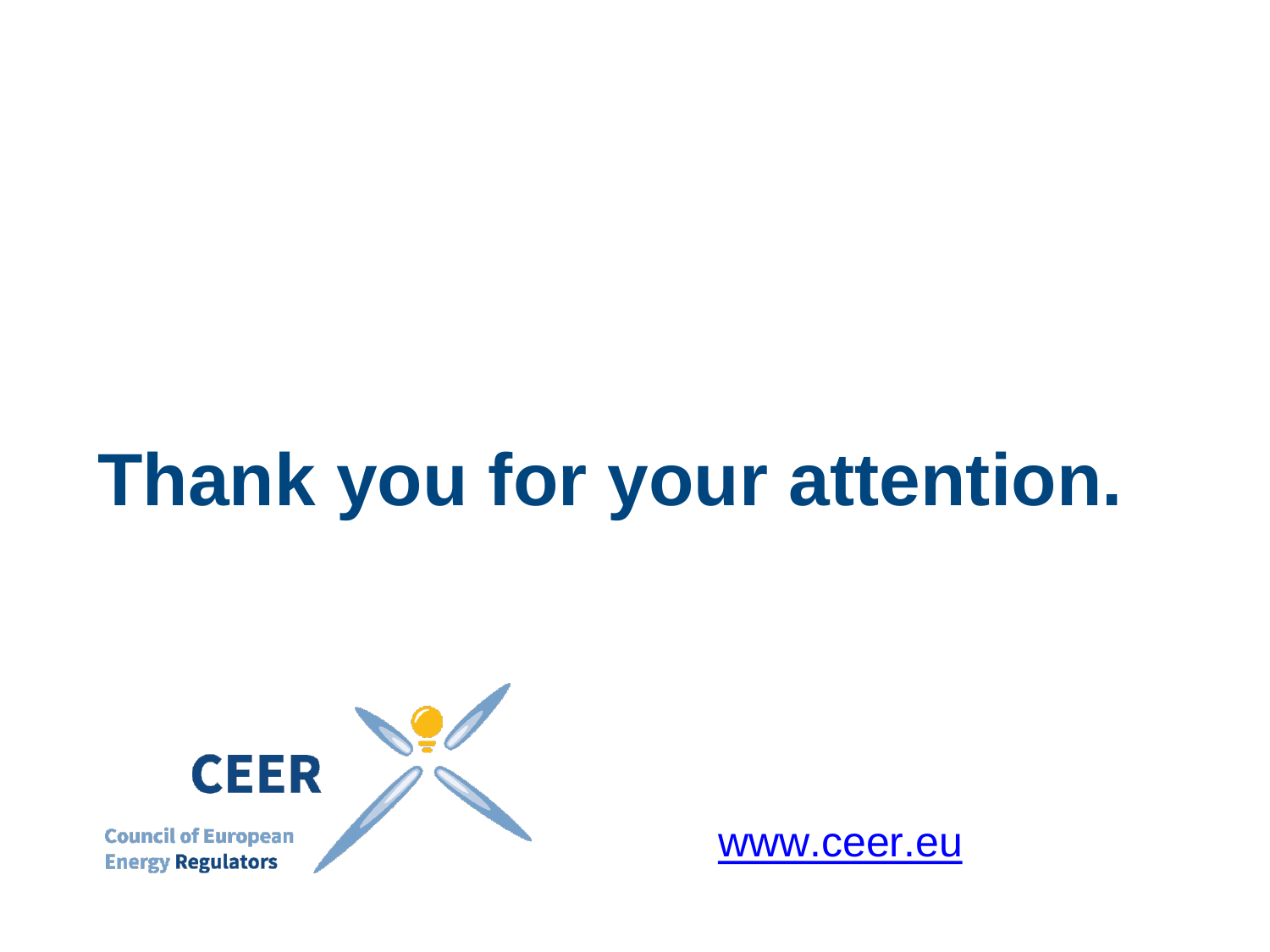# Thank you for your attention.

CEER

Council of European Energy Regulators

www.ceer.eu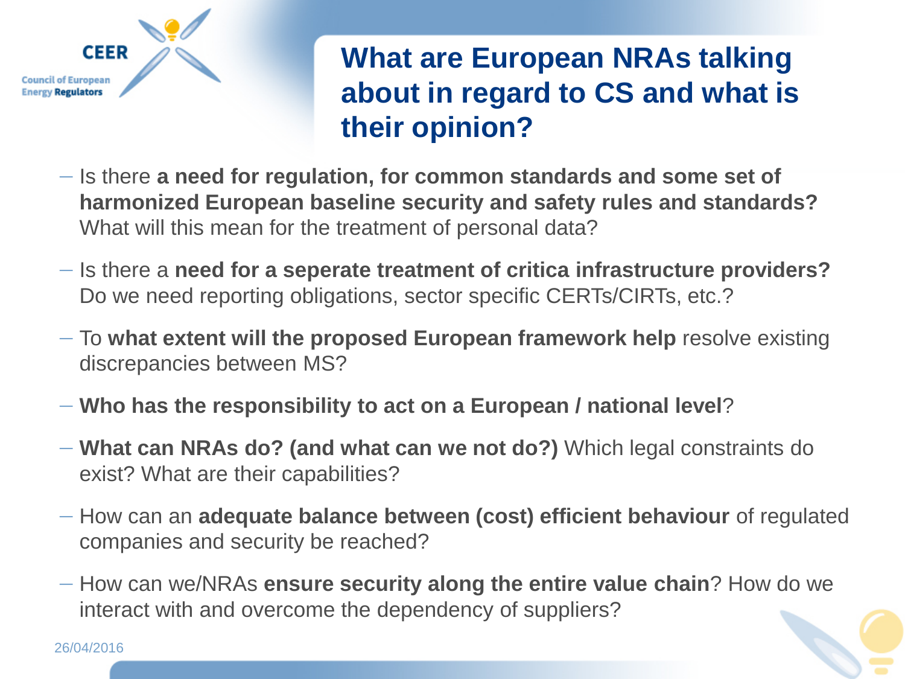# What are European NRAs talking about in regard to CS and what is their opinion?

- Is there **a need for regulation, for common standards and some set of harmonized European baseline security and safety rules and standards?** What will this mean for the treatment of personal data?
- Is there a **need for a seperate treatment of critica infrastructure providers?** Do we need reporting obligations, sector specific CERTs/CIRTs, etc.?
- To **what extent will the proposed European framework help** resolve existing discrepancies between MS?
- **Who has the responsibility to act on a European / national level**?
- **What can NRAs do? (and what can we not do?)** Which legal constraints do exist? What are their capabilities?
- How can an **adequate balance between (cost) efficient behaviour** of regulated companies and security be reached?
- How can we/NRAs **ensure security along the entire value chain**? How do we interact with and overcome the dependency of suppliers?

26/04/2016